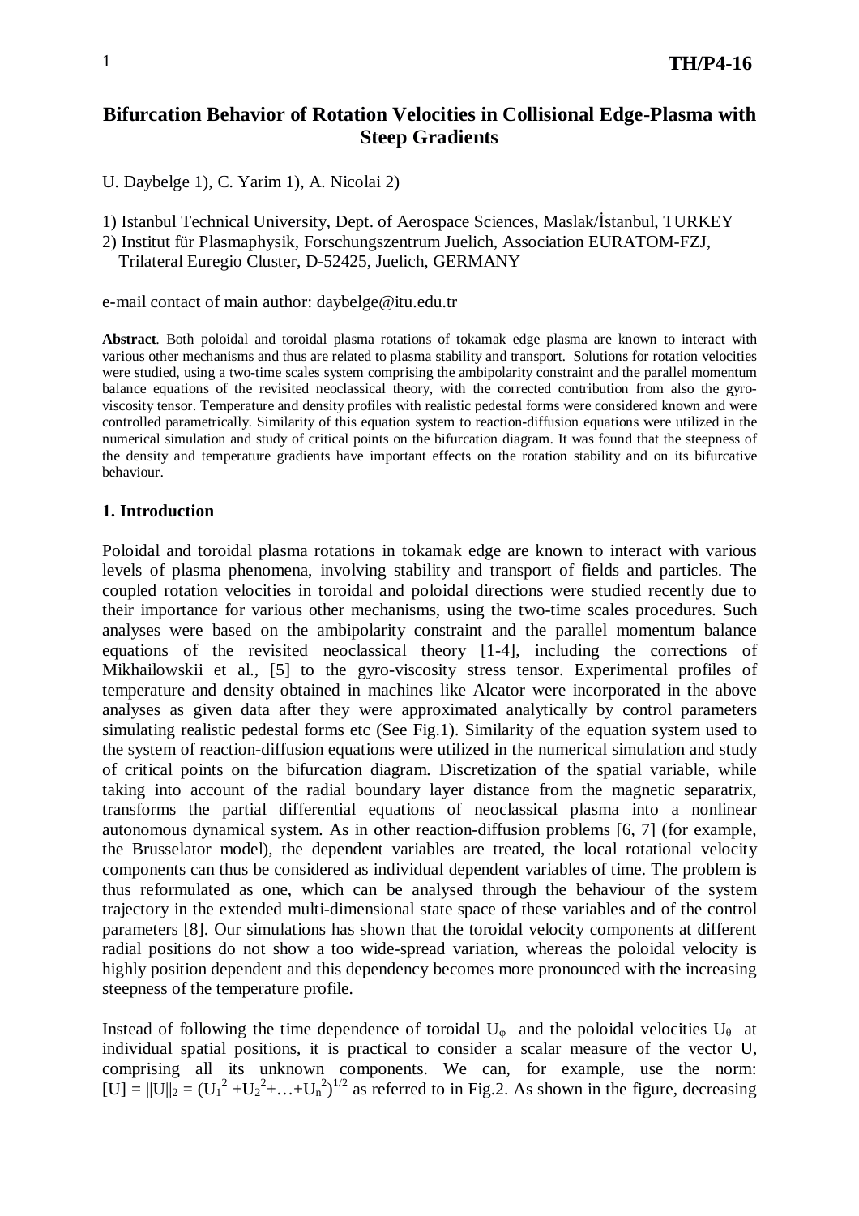# Bifurcation Behavior of Rotation Velocities in Collisional Edge-Plasma with Steep Gradients

U. Daybelge 1), C. Yarim 1), A. Nicolai 2)

1) Istanbul Technical University, Dept. of Aerospace Sciences, Maslak/İstanbul, TURKEY
2) Institut für Plasmaphysik, Forschungszentrum Juelich, Association EURATOM-FZJ, Trilateral Euregio Cluster, D-52425, Juelich, GERMANY

e-mail contact of main author: daybelge@itu.edu.tr

**Abstract**. Both poloidal and toroidal plasma rotations of tokamak edge plasma are known to interact with various other mechanisms and thus are related to plasma stability and transport. Solutions for rotation velocities were studied, using a two-time scales system comprising the ambipolarity constraint and the parallel momentum balance equations of the revisited neoclassical theory, with the corrected contribution from also the gyro-viscosity tensor. Temperature and density profiles with realistic pedestal forms were considered known and were controlled parametrically. Similarity of this equation system to reaction-diffusion equations were utilized in the numerical simulation and study of critical points on the bifurcation diagram. It was found that the steepness of the density and temperature gradients have important effects on the rotation stability and on its bifurcative behaviour.

## 1. Introduction

Poloidal and toroidal plasma rotations in tokamak edge are known to interact with various levels of plasma phenomena, involving stability and transport of fields and particles. The coupled rotation velocities in toroidal and poloidal directions were studied recently due to their importance for various other mechanisms, using the two-time scales procedures. Such analyses were based on the ambipolarity constraint and the parallel momentum balance equations of the revisited neoclassical theory [1-4], including the corrections of Mikhailowskii et al., [5] to the gyro-viscosity stress tensor. Experimental profiles of temperature and density obtained in machines like Alcator were incorporated in the above analyses as given data after they were approximated analytically by control parameters simulating realistic pedestal forms etc (See Fig.1). Similarity of the equation system used to the system of reaction-diffusion equations were utilized in the numerical simulation and study of critical points on the bifurcation diagram. Discretization of the spatial variable, while taking into account of the radial boundary layer distance from the magnetic separatrix, transforms the partial differential equations of neoclassical plasma into a nonlinear autonomous dynamical system. As in other reaction-diffusion problems [6, 7] (for example, the Brusselator model), the dependent variables are treated, the local rotational velocity components can thus be considered as individual dependent variables of time. The problem is thus reformulated as one, which can be analysed through the behaviour of the system trajectory in the extended multi-dimensional state space of these variables and of the control parameters [8]. Our simulations has shown that the toroidal velocity components at different radial positions do not show a too wide-spread variation, whereas the poloidal velocity is highly position dependent and this dependency becomes more pronounced with the increasing steepness of the temperature profile.

Instead of following the time dependence of toroidal $U_\varphi$ and the poloidal velocities $U_\theta$ at individual spatial positions, it is practical to consider a scalar measure of the vector U, comprising all its unknown components. We can, for example, use the norm: $[U] = \|U\|_2 = (U_1^2 + U_2^2 + \ldots + U_n^2)^{1/2}$ as referred to in Fig.2. As shown in the figure, decreasing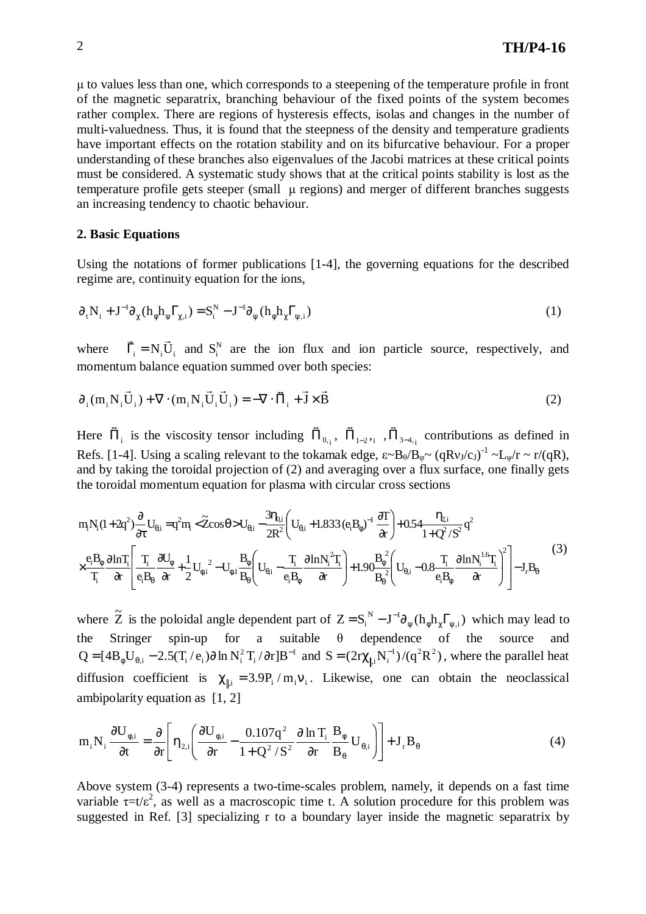$\mu$ to values less than one, which corresponds to a steepening of the temperature profile in front of the magnetic separatrix, branching behaviour of the fixed points of the system becomes rather complex. There are regions of hysteresis effects, isolas and changes in the number of multi-valuedness. Thus, it is found that the steepness of the density and temperature gradients have important effects on the rotation stability and on its bifurcative behaviour. For a proper understanding of these branches also eigenvalues of the Jacobi matrices at these critical points must be considered. A systematic study shows that at the critical points stability is lost as the temperature profile gets steeper (small $\mu$ regions) and merger of different branches suggests an increasing tendency to chaotic behaviour.

## 2. Basic Equations

Using the notations of former publications [1-4], the governing equations for the described regime are, continuity equation for the ions,

$$\partial_t N_i + J^{-1}\partial_\chi (h_\phi h_\psi \Gamma_{\chi,i}) = S_i^N - J^{-1}\partial_\psi (h_\phi h_\chi \Gamma_{\psi,i}) \tag{1}$$

where $\vec{\Gamma}_i = N_i \vec{U}_i$ and $S_i^N$ are the ion flux and ion particle source, respectively, and momentum balance equation summed over both species:

$$\partial_i (m_i N_i \vec{U}_i) + \nabla \cdot (m_i N_i \vec{U}_i \vec{U}_i) = -\nabla \cdot \vec{\vec{\Pi}}_i + \vec{J} \times \vec{B} \tag{2}$$

Here $\vec{\vec{\Pi}}_i$ is the viscosity tensor including $\vec{\vec{\Pi}}_{0,i}$, $\vec{\vec{\Pi}}_{1-2,i}$, $\vec{\vec{\Pi}}_{3-4,i}$ contributions as defined in Refs. [1-4]. Using a scaling relevant to the tokamak edge, $\varepsilon \sim B_\theta/B_\phi \sim (qR\nu_J/c_J)^{-1} \sim L_\psi/r \sim r/(qR)$, and by taking the toroidal projection of (2) and averaging over a flux surface, one finally gets the toroidal momentum equation for plasma with circular cross sections

$$\begin{aligned} m_i N_i (1+2q^2)\frac{\partial}{\partial \tau} U_{\theta i} &= q^2 m_i < \tilde{Z}\cos\theta > U_{\theta i} - \frac{3\eta_{0,i}}{2R^2}\left(U_{\theta i} + 1.833(e_i B_\phi)^{-1}\frac{\partial T}{\partial r}\right) + 0.54\frac{\eta_{2,i}}{1+Q^2/S^2}q^2 \\ &\times \frac{e_i B_\phi}{T_i}\frac{\partial \ln T_i}{\partial r}\left[\frac{T_i}{e_i B_\theta}\frac{\partial U_\phi}{\partial r} + \frac{1}{2}U_{\phi i}{}^2 - U_{\phi 1}\frac{B_\phi}{B_\theta}\left(U_{\theta i} - \frac{T_i}{e_i B_\phi}\frac{\partial \ln N_i^2 T_i}{\partial r}\right) + 1.90\frac{B_\phi{}^2}{B_\theta{}^2}\left(U_{\theta,i} - 0.8\frac{T_i}{e_i B_\phi}\frac{\partial \ln N_i^{1.6} T_i}{\partial r}\right)^2\right] - J_r B_\theta \end{aligned} \tag{3}$$

where $\tilde{Z}$ is the poloidal angle dependent part of $Z = S_i{}^N - J^{-1}\partial_\psi (h_\phi h_\chi \Gamma_{\psi,i})$ which may lead to the Stringer spin-up for a suitable $\theta$ dependence of the source and $Q = [4B_\phi U_{\theta,i} - 2.5(T_i/e_i)\partial \ln N_i^2 T_i/\partial r]B^{-1}$ and $S = (2r\chi_{\|,i} N_i^{-1})/(q^2 R^2)$, where the parallel heat diffusion coefficient is $\chi_{\|,i} = 3.9 P_i / m_i \nu_i$. Likewise, one can obtain the neoclassical ambipolarity equation as [1, 2]

$$m_i N_i \frac{\partial U_{\phi,i}}{\partial t} = \frac{\partial}{\partial r}\left[\eta_{2,i}\left(\frac{\partial U_{\phi,i}}{\partial r} - \frac{0.107q^2}{1+Q^2/S^2}\frac{\partial \ln T_i}{\partial r}\frac{B_\phi}{B_\theta}U_{\theta,i}\right)\right] + J_r B_\theta \tag{4}$$

Above system (3-4) represents a two-time-scales problem, namely, it depends on a fast time variable $\tau = t/\varepsilon^2$, as well as a macroscopic time t. A solution procedure for this problem was suggested in Ref. [3] specializing r to a boundary layer inside the magnetic separatrix by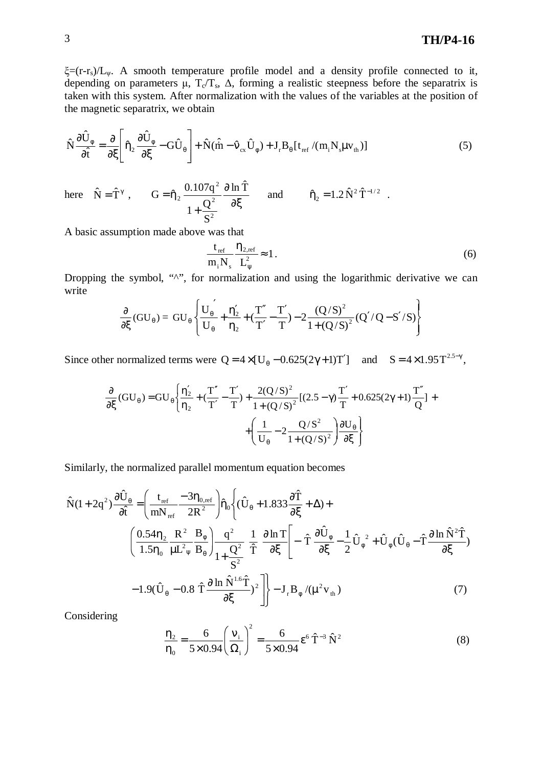$\xi=(r-r_s)/L_\psi$. A smooth temperature profile model and a density profile connected to it, depending on parameters $\mu$, $T_c/T_s$, $\Delta$, forming a realistic steepness before the separatrix is taken with this system. After normalization with the values of the variables at the position of the magnetic separatrix, we obtain

$$\hat{N}\frac{\partial \hat{U}_\varphi}{\partial \hat{t}} = \frac{\partial}{\partial \xi}\left[\hat{\eta}_2 \frac{\partial \hat{U}_\varphi}{\partial \xi} - G\hat{U}_\theta\right] + \hat{N}(\hat{\dot{m}} - \hat{\nu}_{cx}\hat{U}_\varphi) + J_r B_\theta [t_{ref}/(m_i N_s \mu v_{th})] \tag{5}$$

here $\hat{N} = \hat{T}^\gamma$, $\quad G = \hat{\eta}_2 \dfrac{0.107q^2}{1+\dfrac{Q^2}{S^2}}\dfrac{\partial \ln \hat{T}}{\partial \xi}$ $\quad$ and $\quad \hat{\eta}_2 = 1.2\,\hat{N}^2\,\hat{T}^{-1/2}$ .

A basic assumption made above was that

$$\frac{t_{ref}}{m_i N_s}\frac{\eta_{2,ref}}{L_\psi^2} \approx 1. \tag{6}$$

Dropping the symbol, "^", for normalization and using the logarithmic derivative we can write

$$\frac{\partial}{\partial \xi}(GU_\theta) = GU_\theta\left\{\frac{U_\theta'}{U_\theta} + \frac{\eta_2'}{\eta_2} + \left(\frac{T''}{T'} - \frac{T'}{T}\right) - 2\frac{(Q/S)^2}{1+(Q/S)^2}(Q'/Q - S'/S)\right\}$$

Since other normalized terms were $Q = 4\times[U_\theta - 0.625(2\gamma+1)T']$ and $S = 4\times 1.95\,T^{2.5-\gamma}$,

$$\frac{\partial}{\partial \xi}(GU_\theta) = GU_\theta\left\{\frac{\eta_2'}{\eta_2} + \left(\frac{T''}{T'} - \frac{T'}{T}\right) + \frac{2(Q/S)^2}{1+(Q/S)^2}\left[(2.5-\gamma)\frac{T'}{T} + 0.625(2\gamma+1)\frac{T''}{Q}\right] + \left(\frac{1}{U_\theta} - 2\frac{Q/S^2}{1+(Q/S)^2}\right)\frac{\partial U_\theta}{\partial \xi}\right\}$$

Similarly, the normalized parallel momentum equation becomes

$$\begin{aligned}
\hat{N}(1+2q^2)\frac{\partial \hat{U}_\theta}{\partial \hat{t}} = &\left(\frac{t_{ref}}{mN_{ref}}\frac{-3\eta_{0,ref}}{2R^2}\right)\hat{\eta}_0\Bigg\{(\hat{U}_\theta + 1.833\frac{\partial \hat{T}}{\partial \xi} + \Delta) + \\
&\left(\frac{0.54\eta_2}{1.5\eta_0}\frac{R^2}{\mu L_\psi^2}\frac{B_\varphi}{B_\theta}\right)\frac{q^2}{1+\dfrac{Q^2}{S^2}}\,\frac{1}{\hat{T}}\,\frac{\partial \ln T}{\partial \xi}\Bigg[-\hat{T}\frac{\partial \hat{U}_\varphi}{\partial \xi} - \frac{1}{2}\hat{U}_\varphi^{\,2} + \hat{U}_\varphi(\hat{U}_\theta - \hat{T}\frac{\partial \ln \hat{N}^2\hat{T}}{\partial \xi}) \\
&-1.9(\hat{U}_\theta - 0.8\,\hat{T}\frac{\partial \ln \hat{N}^{1.6}\hat{T}}{\partial \xi})^2\Bigg]\Bigg\} - J_r B_\varphi/(\mu^2 v_{th})
\end{aligned} \tag{7}$$

Considering

$$\frac{\eta_2}{\eta_0} = \frac{6}{5\times 0.94}\left(\frac{\nu_i}{\Omega_i}\right)^2 = \frac{6}{5\times 0.94}\,\varepsilon^6\,\hat{T}^{-3}\,\hat{N}^2 \tag{8}$$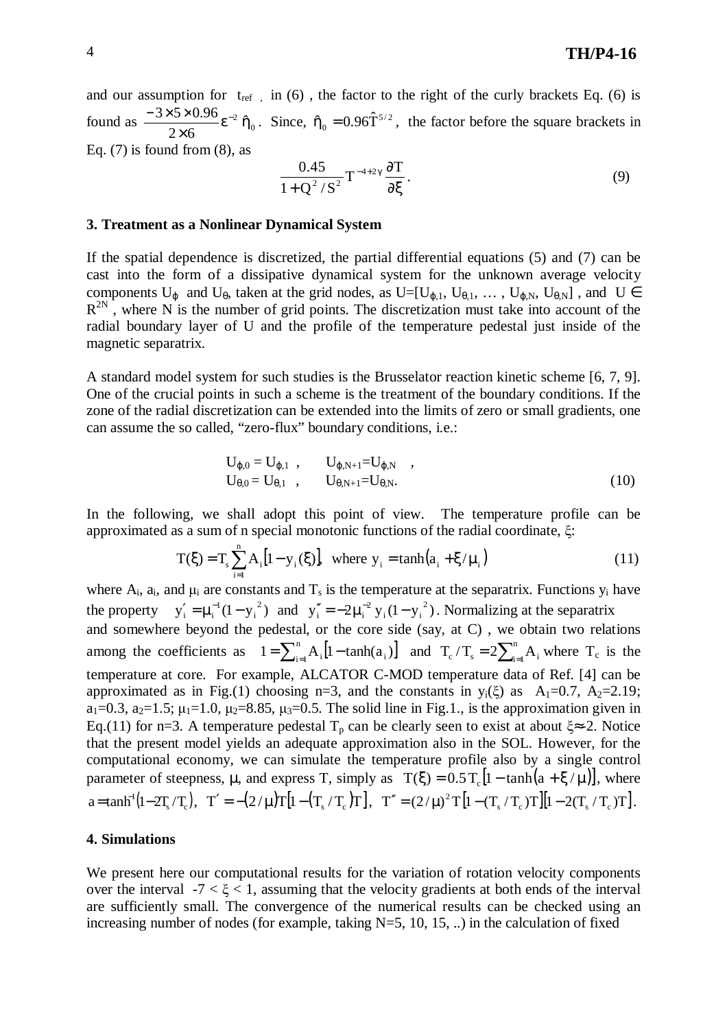and our assumption for $t_{ref}$ , in (6) , the factor to the right of the curly brackets Eq. (6) is found as $\frac{-3\times 5\times 0.96}{2\times 6}\varepsilon^{-2}\,\hat{\eta}_0$. Since, $\hat{\eta}_0 = 0.96\hat{T}^{5/2}$, the factor before the square brackets in Eq. (7) is found from (8), as

$$\frac{0.45}{1+Q^2/S^2}T^{-4+2\gamma}\frac{\partial T}{\partial \xi}. \tag{9}$$

### 3. Treatment as a Nonlinear Dynamical System

If the spatial dependence is discretized, the partial differential equations (5) and (7) can be cast into the form of a dissipative dynamical system for the unknown average velocity components $U_\varphi$ and $U_\theta$, taken at the grid nodes, as $U=[U_{\varphi,1}, U_{\theta,1}, \ldots , U_{\varphi,N}, U_{\theta,N}]$ , and $U \in R^{2N}$ , where N is the number of grid points. The discretization must take into account of the radial boundary layer of U and the profile of the temperature pedestal just inside of the magnetic separatrix.

A standard model system for such studies is the Brusselator reaction kinetic scheme [6, 7, 9]. One of the crucial points in such a scheme is the treatment of the boundary conditions. If the zone of the radial discretization can be extended into the limits of zero or small gradients, one can assume the so called, "zero-flux" boundary conditions, i.e.:

$$\begin{aligned} U_{\varphi,0} &= U_{\varphi,1} , \qquad U_{\varphi,N+1}=U_{\varphi,N} , \\ U_{\theta,0} &= U_{\theta,1} , \qquad U_{\theta,N+1}=U_{\theta,N}. \end{aligned} \tag{10}$$

In the following, we shall adopt this point of view. The temperature profile can be approximated as a sum of n special monotonic functions of the radial coordinate, $\xi$:

$$T(\xi) = T_s\sum_{i=1}^{n} A_i\left[1-y_i(\xi)\right], \text{ where } y_i = \tanh\left(a_i + \xi/\mu_i\right) \tag{11}$$

where $A_i$, $a_i$, and $\mu_i$ are constants and $T_s$ is the temperature at the separatrix. Functions $y_i$ have the property $y_i' = \mu_i^{-1}(1-y_i^{\,2})$ and $y_i'' = -2\mu_i^{-2}\,y_i(1-y_i^{\,2})$. Normalizing at the separatrix and somewhere beyond the pedestal, or the core side (say, at C) , we obtain two relations among the coefficients as $1 = \sum_{i=1}^{n} A_i\left[1-\tanh(a_i)\right]$ and $T_c/T_s = 2\sum_{i=1}^{n} A_i$ where $T_c$ is the temperature at core. For example, ALCATOR C-MOD temperature data of Ref. [4] can be approximated as in Fig.(1) choosing n=3, and the constants in $y_i(\xi)$ as $A_1$=0.7, $A_2$=2.19; $a_1$=0.3, $a_2$=1.5; $\mu_1$=1.0, $\mu_2$=8.85, $\mu_3$=0.5. The solid line in Fig.1., is the approximation given in Eq.(11) for n=3. A temperature pedestal $T_p$ can be clearly seen to exist at about $\xi\approx$-2. Notice that the present model yields an adequate approximation also in the SOL. However, for the computational economy, we can simulate the temperature profile also by a single control parameter of steepness, $\mu$, and express T, simply as $T(\xi) = 0.5\,T_c\left[1-\tanh\left(a+\xi/\mu\right)\right]$, where $a = \tanh^{-1}\left(1-2T_s/T_c\right)$, $T' = -\left(2/\mu\right)T\left[1-\left(T_s/T_c\right)T\right]$, $T'' = (2/\mu)^2\,T\left[1-(T_s/T_c)T\right]\left[1-2(T_s/T_c)T\right]$.

### 4. Simulations

We present here our computational results for the variation of rotation velocity components over the interval $-7 < \xi < 1$, assuming that the velocity gradients at both ends of the interval are sufficiently small. The convergence of the numerical results can be checked using an increasing number of nodes (for example, taking N=5, 10, 15, ..) in the calculation of fixed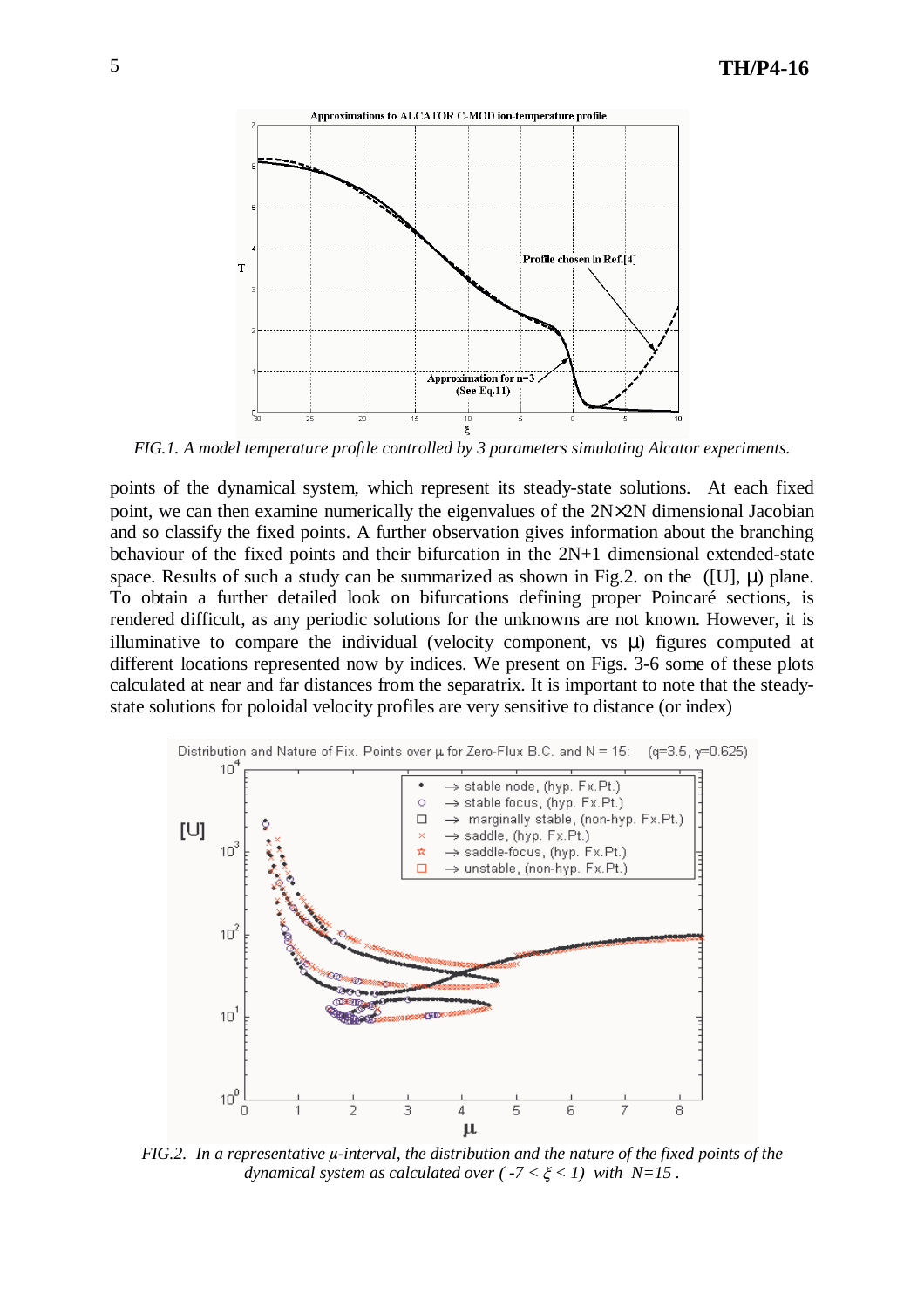*FIG.1. A model temperature profile controlled by 3 parameters simulating Alcator experiments.*

points of the dynamical system, which represent its steady-state solutions. At each fixed point, we can then examine numerically the eigenvalues of the $2N\times 2N$ dimensional Jacobian and so classify the fixed points. A further observation gives information about the branching behaviour of the fixed points and their bifurcation in the $2N+1$ dimensional extended-state space. Results of such a study can be summarized as shown in Fig.2. on the ([U], $\mu$) plane. To obtain a further detailed look on bifurcations defining proper Poincaré sections, is rendered difficult, as any periodic solutions for the unknowns are not known. However, it is illuminative to compare the individual (velocity component, vs $\mu$) figures computed at different locations represented now by indices. We present on Figs. 3-6 some of these plots calculated at near and far distances from the separatrix. It is important to note that the steady-state solutions for poloidal velocity profiles are very sensitive to distance (or index)

*FIG.2. In a representative $\mu$-interval, the distribution and the nature of the fixed points of the dynamical system as calculated over ( $-7 < \xi < 1$) with $N=15$ .*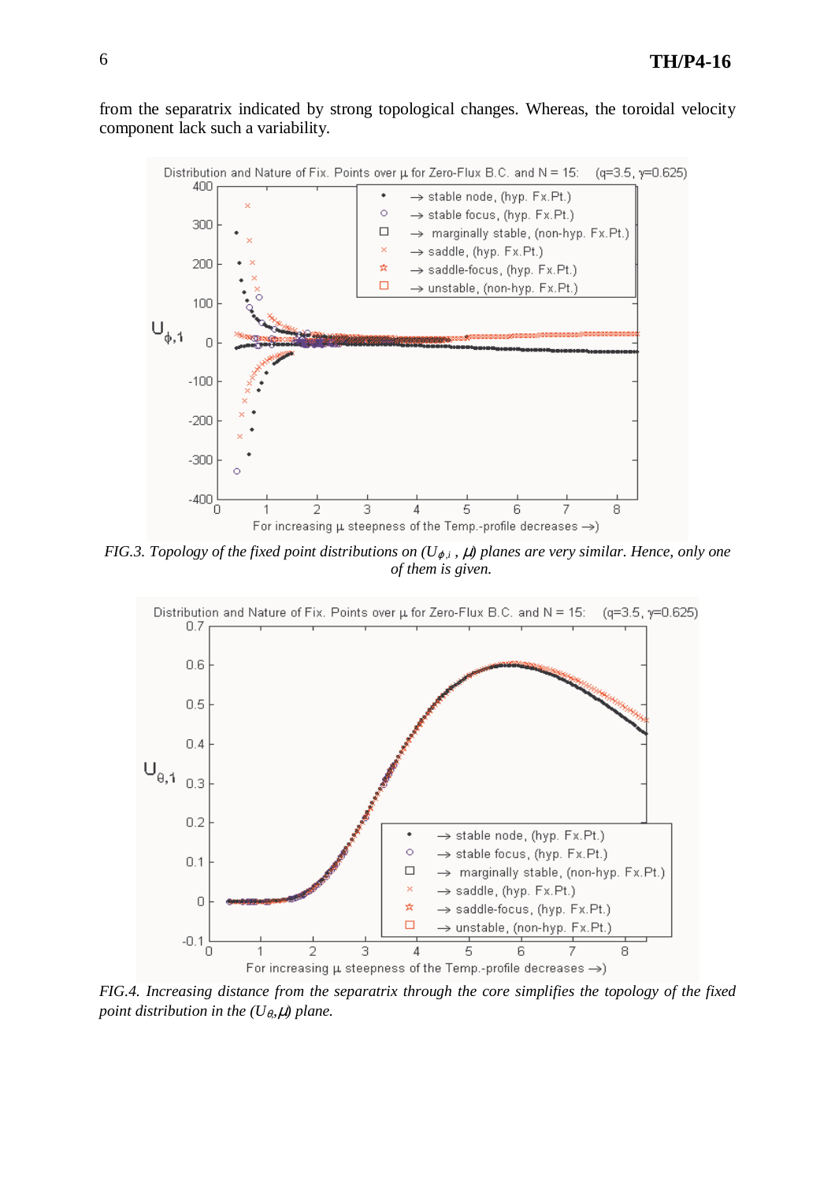from the separatrix indicated by strong topological changes. Whereas, the toroidal velocity component lack such a variability.

*FIG.3. Topology of the fixed point distributions on ($U_{\phi,i}$ , $\mu$) planes are very similar. Hence, only one of them is given.*

*FIG.4. Increasing distance from the separatrix through the core simplifies the topology of the fixed point distribution in the ($U_{\theta}$,$\mu$) plane.*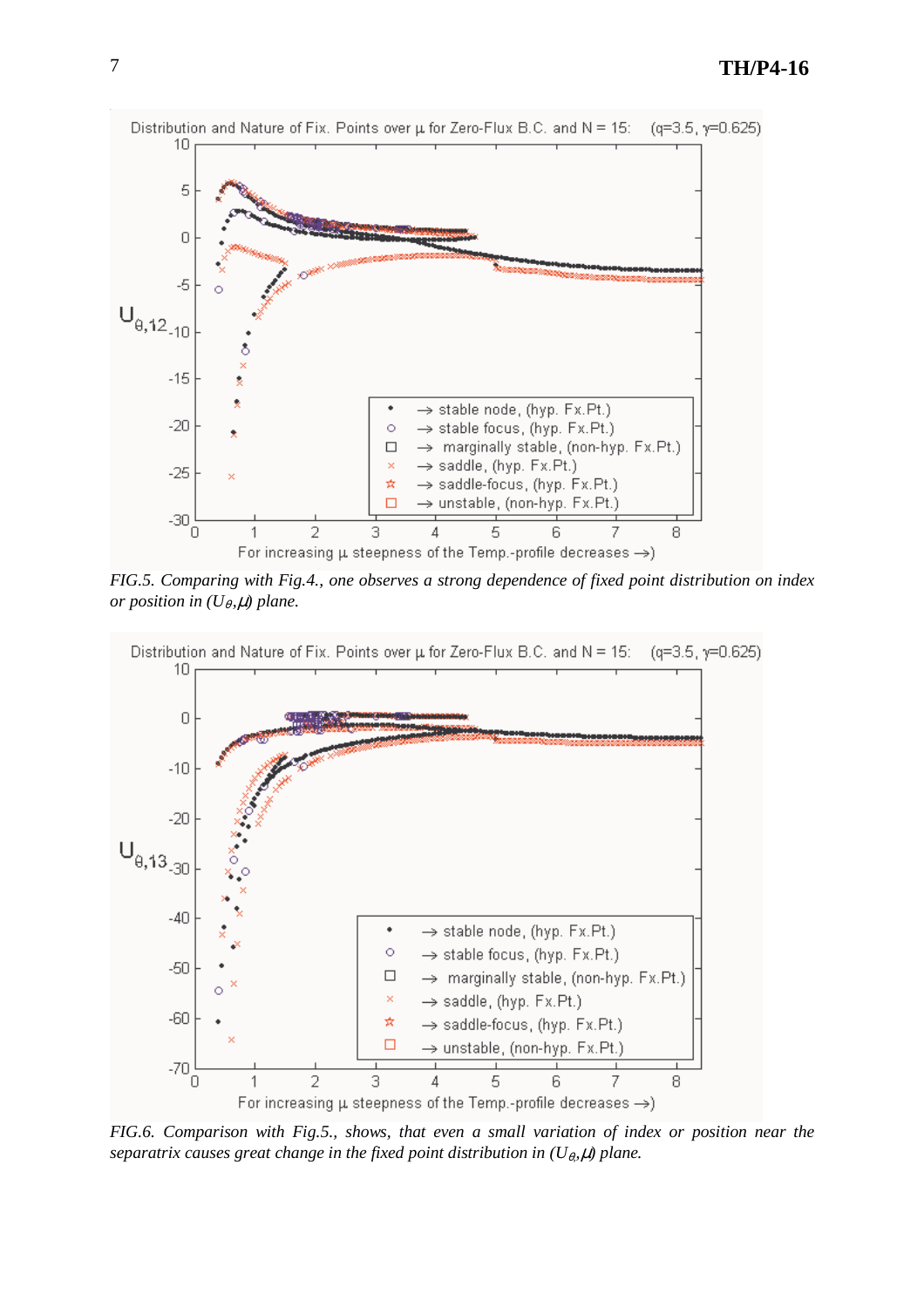*FIG.5. Comparing with Fig.4., one observes a strong dependence of fixed point distribution on index or position in ($U_\theta$,$\mu$) plane.*

*FIG.6. Comparison with Fig.5., shows, that even a small variation of index or position near the separatrix causes great change in the fixed point distribution in ($U_\theta$,$\mu$) plane.*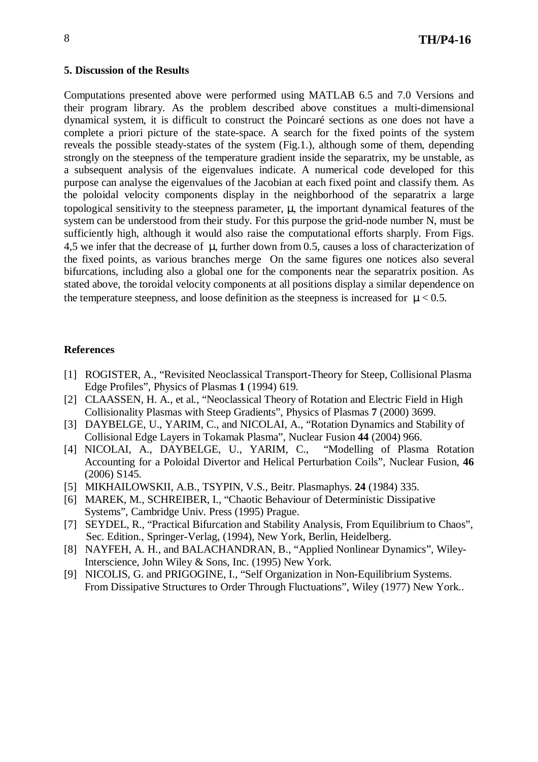### 5. Discussion of the Results

Computations presented above were performed using MATLAB 6.5 and 7.0 Versions and their program library. As the problem described above constitues a multi-dimensional dynamical system, it is difficult to construct the Poincaré sections as one does not have a complete a priori picture of the state-space. A search for the fixed points of the system reveals the possible steady-states of the system (Fig.1.), although some of them, depending strongly on the steepness of the temperature gradient inside the separatrix, my be unstable, as a subsequent analysis of the eigenvalues indicate. A numerical code developed for this purpose can analyse the eigenvalues of the Jacobian at each fixed point and classify them. As the poloidal velocity components display in the neighborhood of the separatrix a large topological sensitivity to the steepness parameter, $\mu$, the important dynamical features of the system can be understood from their study. For this purpose the grid-node number N, must be sufficiently high, although it would also raise the computational efforts sharply. From Figs. 4,5 we infer that the decrease of $\mu$, further down from 0.5, causes a loss of characterization of the fixed points, as various branches merge On the same figures one notices also several bifurcations, including also a global one for the components near the separatrix position. As stated above, the toroidal velocity components at all positions display a similar dependence on the temperature steepness, and loose definition as the steepness is increased for $\mu < 0.5$.

### References

[1] ROGISTER, A., "Revisited Neoclassical Transport-Theory for Steep, Collisional Plasma Edge Profiles", Physics of Plasmas **1** (1994) 619.

[2] CLAASSEN, H. A., et al., "Neoclassical Theory of Rotation and Electric Field in High Collisionality Plasmas with Steep Gradients", Physics of Plasmas **7** (2000) 3699.

[3] DAYBELGE, U., YARIM, C., and NICOLAI, A., "Rotation Dynamics and Stability of Collisional Edge Layers in Tokamak Plasma", Nuclear Fusion **44** (2004) 966.

[4] NICOLAI, A., DAYBELGE, U., YARIM, C., "Modelling of Plasma Rotation Accounting for a Poloidal Divertor and Helical Perturbation Coils", Nuclear Fusion, **46** (2006) S145.

[5] MIKHAILOWSKII, A.B., TSYPIN, V.S., Beitr. Plasmaphys. **24** (1984) 335.

[6] MAREK, M., SCHREIBER, I., "Chaotic Behaviour of Deterministic Dissipative Systems", Cambridge Univ. Press (1995) Prague.

[7] SEYDEL, R., "Practical Bifurcation and Stability Analysis, From Equilibrium to Chaos", Sec. Edition., Springer-Verlag, (1994), New York, Berlin, Heidelberg.

[8] NAYFEH, A. H., and BALACHANDRAN, B., "Applied Nonlinear Dynamics", Wiley-Interscience, John Wiley & Sons, Inc. (1995) New York.

[9] NICOLIS, G. and PRIGOGINE, I., "Self Organization in Non-Equilibrium Systems. From Dissipative Structures to Order Through Fluctuations", Wiley (1977) New York..